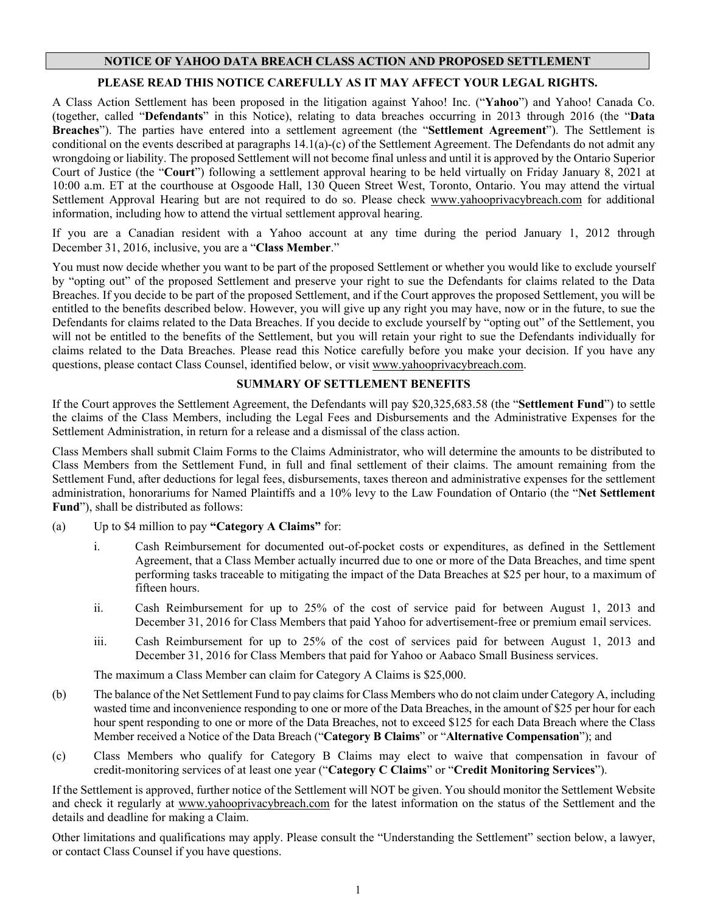## NOTICE OF YAHOO DATA BREACH CLASS ACTION AND PROPOSED SETTLEMENT

**PLEASE READ THIS NOTICE CAREFULLY AS IT MAY AFFECT YOUR LEGAL RIGHTS.**

A Class Action Settlement has been proposed in the litigation against Yahoo! Inc. ("**Yahoo**") and Yahoo! Canada Co. (together, called "**Defendants**" in this Notice), relating to data breaches occurring in 2013 through 2016 (the "**Data Breaches**"). The parties have entered into a settlement agreement (the "**Settlement Agreement**"). The Settlement is conditional on the events described at paragraphs 14.1(a)-(c) of the Settlement Agreement. The Defendants do not admit any wrongdoing or liability. The proposed Settlement will not become final unless and until it is approved by the Ontario Superior Court of Justice (the "**Court**") following a settlement approval hearing to be held virtually on Friday January 8, 2021 at 10:00 a.m. ET at the courthouse at Osgoode Hall, 130 Queen Street West, Toronto, Ontario. You may attend the virtual Settlement Approval Hearing but are not required to do so. Please check www.yahooprivacybreach.com for additional information, including how to attend the virtual settlement approval hearing.

If you are a Canadian resident with a Yahoo account at any time during the period January 1, 2012 through December 31, 2016, inclusive, you are a "**Class Member**."

You must now decide whether you want to be part of the proposed Settlement or whether you would like to exclude yourself by "opting out" of the proposed Settlement and preserve your right to sue the Defendants for claims related to the Data Breaches. If you decide to be part of the proposed Settlement, and if the Court approves the proposed Settlement, you will be entitled to the benefits described below. However, you will give up any right you may have, now or in the future, to sue the Defendants for claims related to the Data Breaches. If you decide to exclude yourself by "opting out" of the Settlement, you will not be entitled to the benefits of the Settlement, but you will retain your right to sue the Defendants individually for claims related to the Data Breaches. Please read this Notice carefully before you make your decision. If you have any questions, please contact Class Counsel, identified below, or visit www.yahooprivacybreach.com.

### SUMMARY OF SETTLEMENT BENEFITS

If the Court approves the Settlement Agreement, the Defendants will pay $20,325,683.58 (the "**Settlement Fund**") to settle the claims of the Class Members, including the Legal Fees and Disbursements and the Administrative Expenses for the Settlement Administration, in return for a release and a dismissal of the class action.

Class Members shall submit Claim Forms to the Claims Administrator, who will determine the amounts to be distributed to Class Members from the Settlement Fund, in full and final settlement of their claims. The amount remaining from the Settlement Fund, after deductions for legal fees, disbursements, taxes thereon and administrative expenses for the settlement administration, honorariums for Named Plaintiffs and a 10% levy to the Law Foundation of Ontario (the "**Net Settlement Fund**"), shall be distributed as follows:

(a) Up to $4 million to pay **"Category A Claims"** for:

  i. Cash Reimbursement for documented out-of-pocket costs or expenditures, as defined in the Settlement Agreement, that a Class Member actually incurred due to one or more of the Data Breaches, and time spent performing tasks traceable to mitigating the impact of the Data Breaches at $25 per hour, to a maximum of fifteen hours.

  ii. Cash Reimbursement for up to 25% of the cost of service paid for between August 1, 2013 and December 31, 2016 for Class Members that paid Yahoo for advertisement-free or premium email services.

  iii. Cash Reimbursement for up to 25% of the cost of services paid for between August 1, 2013 and December 31, 2016 for Class Members that paid for Yahoo or Aabaco Small Business services.

  The maximum a Class Member can claim for Category A Claims is $25,000.

(b) The balance of the Net Settlement Fund to pay claims for Class Members who do not claim under Category A, including wasted time and inconvenience responding to one or more of the Data Breaches, in the amount of $25 per hour for each hour spent responding to one or more of the Data Breaches, not to exceed $125 for each Data Breach where the Class Member received a Notice of the Data Breach ("**Category B Claims**" or "**Alternative Compensation**"); and

(c) Class Members who qualify for Category B Claims may elect to waive that compensation in favour of credit-monitoring services of at least one year ("**Category C Claims**" or "**Credit Monitoring Services**").

If the Settlement is approved, further notice of the Settlement will NOT be given. You should monitor the Settlement Website and check it regularly at www.yahooprivacybreach.com for the latest information on the status of the Settlement and the details and deadline for making a Claim.

Other limitations and qualifications may apply. Please consult the "Understanding the Settlement" section below, a lawyer, or contact Class Counsel if you have questions.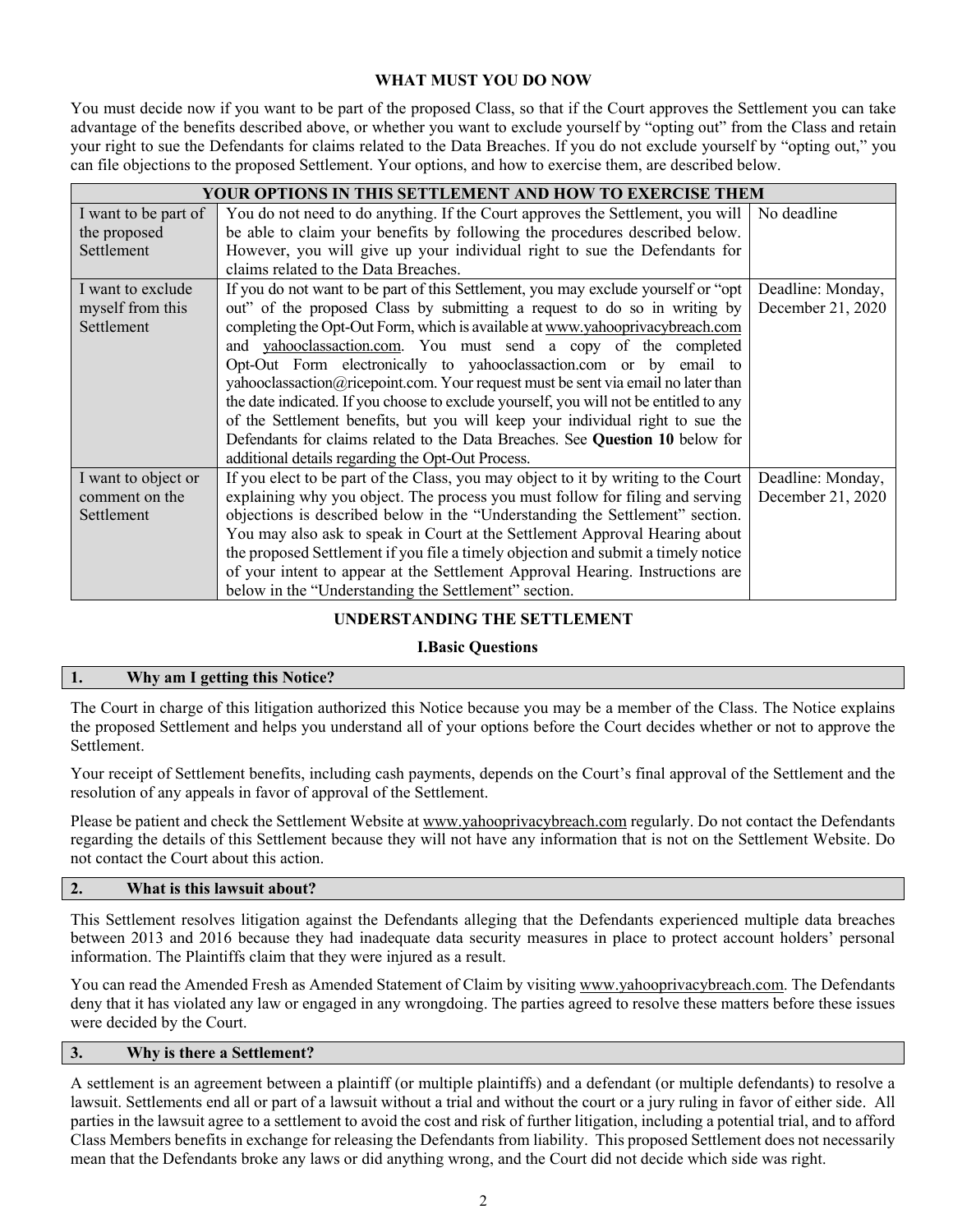## WHAT MUST YOU DO NOW

You must decide now if you want to be part of the proposed Class, so that if the Court approves the Settlement you can take advantage of the benefits described above, or whether you want to exclude yourself by "opting out" from the Class and retain your right to sue the Defendants for claims related to the Data Breaches. If you do not exclude yourself by "opting out," you can file objections to the proposed Settlement. Your options, and how to exercise them, are described below.

| YOUR OPTIONS IN THIS SETTLEMENT AND HOW TO EXERCISE THEM | | |
|---|---|---|
| I want to be part of the proposed Settlement | You do not need to do anything. If the Court approves the Settlement, you will be able to claim your benefits by following the procedures described below. However, you will give up your individual right to sue the Defendants for claims related to the Data Breaches. | No deadline |
| I want to exclude myself from this Settlement | If you do not want to be part of this Settlement, you may exclude yourself or "opt out" of the proposed Class by submitting a request to do so in writing by completing the Opt-Out Form, which is available at www.yahooprivacybreach.com and yahooclassaction.com. You must send a copy of the completed Opt-Out Form electronically to yahooclassaction.com or by email to yahooclassaction@ricepoint.com. Your request must be sent via email no later than the date indicated. If you choose to exclude yourself, you will not be entitled to any of the Settlement benefits, but you will keep your individual right to sue the Defendants for claims related to the Data Breaches. See **Question 10** below for additional details regarding the Opt-Out Process. | Deadline: Monday, December 21, 2020 |
| I want to object or comment on the Settlement | If you elect to be part of the Class, you may object to it by writing to the Court explaining why you object. The process you must follow for filing and serving objections is described below in the "Understanding the Settlement" section. You may also ask to speak in Court at the Settlement Approval Hearing about the proposed Settlement if you file a timely objection and submit a timely notice of your intent to appear at the Settlement Approval Hearing. Instructions are below in the "Understanding the Settlement" section. | Deadline: Monday, December 21, 2020 |

## UNDERSTANDING THE SETTLEMENT

### I.Basic Questions

### 1. Why am I getting this Notice?

The Court in charge of this litigation authorized this Notice because you may be a member of the Class. The Notice explains the proposed Settlement and helps you understand all of your options before the Court decides whether or not to approve the Settlement.

Your receipt of Settlement benefits, including cash payments, depends on the Court's final approval of the Settlement and the resolution of any appeals in favor of approval of the Settlement.

Please be patient and check the Settlement Website at www.yahooprivacybreach.com regularly. Do not contact the Defendants regarding the details of this Settlement because they will not have any information that is not on the Settlement Website. Do not contact the Court about this action.

### 2. What is this lawsuit about?

This Settlement resolves litigation against the Defendants alleging that the Defendants experienced multiple data breaches between 2013 and 2016 because they had inadequate data security measures in place to protect account holders' personal information. The Plaintiffs claim that they were injured as a result.

You can read the Amended Fresh as Amended Statement of Claim by visiting www.yahooprivacybreach.com. The Defendants deny that it has violated any law or engaged in any wrongdoing. The parties agreed to resolve these matters before these issues were decided by the Court.

### 3. Why is there a Settlement?

A settlement is an agreement between a plaintiff (or multiple plaintiffs) and a defendant (or multiple defendants) to resolve a lawsuit. Settlements end all or part of a lawsuit without a trial and without the court or a jury ruling in favor of either side. All parties in the lawsuit agree to a settlement to avoid the cost and risk of further litigation, including a potential trial, and to afford Class Members benefits in exchange for releasing the Defendants from liability. This proposed Settlement does not necessarily mean that the Defendants broke any laws or did anything wrong, and the Court did not decide which side was right.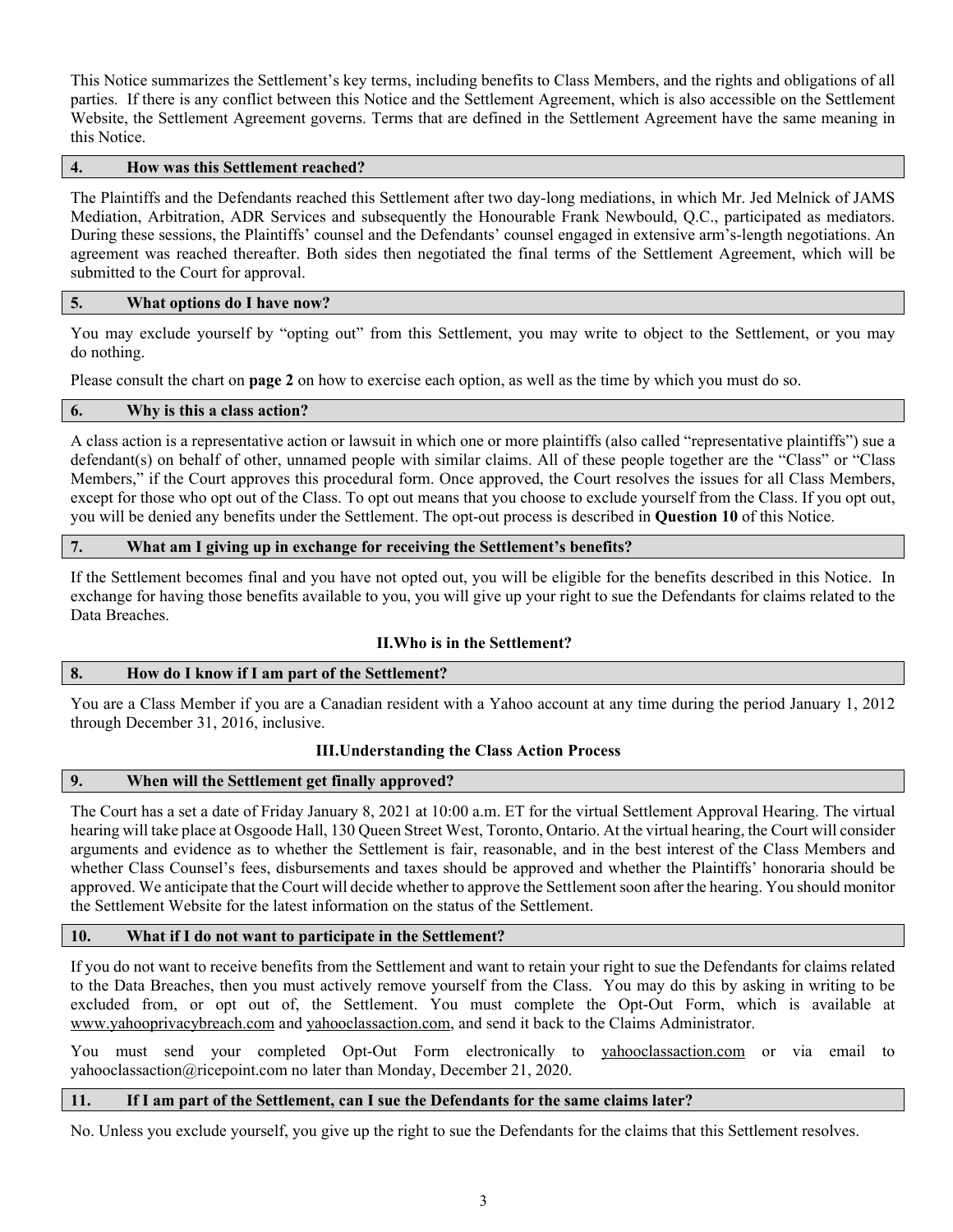This Notice summarizes the Settlement's key terms, including benefits to Class Members, and the rights and obligations of all parties. If there is any conflict between this Notice and the Settlement Agreement, which is also accessible on the Settlement Website, the Settlement Agreement governs. Terms that are defined in the Settlement Agreement have the same meaning in this Notice.

### 4. How was this Settlement reached?

The Plaintiffs and the Defendants reached this Settlement after two day-long mediations, in which Mr. Jed Melnick of JAMS Mediation, Arbitration, ADR Services and subsequently the Honourable Frank Newbould, Q.C., participated as mediators. During these sessions, the Plaintiffs' counsel and the Defendants' counsel engaged in extensive arm's-length negotiations. An agreement was reached thereafter. Both sides then negotiated the final terms of the Settlement Agreement, which will be submitted to the Court for approval.

### 5. What options do I have now?

You may exclude yourself by "opting out" from this Settlement, you may write to object to the Settlement, or you may do nothing.

Please consult the chart on **page 2** on how to exercise each option, as well as the time by which you must do so.

### 6. Why is this a class action?

A class action is a representative action or lawsuit in which one or more plaintiffs (also called "representative plaintiffs") sue a defendant(s) on behalf of other, unnamed people with similar claims. All of these people together are the "Class" or "Class Members," if the Court approves this procedural form. Once approved, the Court resolves the issues for all Class Members, except for those who opt out of the Class. To opt out means that you choose to exclude yourself from the Class. If you opt out, you will be denied any benefits under the Settlement. The opt-out process is described in **Question 10** of this Notice.

### 7. What am I giving up in exchange for receiving the Settlement's benefits?

If the Settlement becomes final and you have not opted out, you will be eligible for the benefits described in this Notice. In exchange for having those benefits available to you, you will give up your right to sue the Defendants for claims related to the Data Breaches.

## II. Who is in the Settlement?

### 8. How do I know if I am part of the Settlement?

You are a Class Member if you are a Canadian resident with a Yahoo account at any time during the period January 1, 2012 through December 31, 2016, inclusive.

## III. Understanding the Class Action Process

### 9. When will the Settlement get finally approved?

The Court has a set a date of Friday January 8, 2021 at 10:00 a.m. ET for the virtual Settlement Approval Hearing. The virtual hearing will take place at Osgoode Hall, 130 Queen Street West, Toronto, Ontario. At the virtual hearing, the Court will consider arguments and evidence as to whether the Settlement is fair, reasonable, and in the best interest of the Class Members and whether Class Counsel's fees, disbursements and taxes should be approved and whether the Plaintiffs' honoraria should be approved. We anticipate that the Court will decide whether to approve the Settlement soon after the hearing. You should monitor the Settlement Website for the latest information on the status of the Settlement.

### 10. What if I do not want to participate in the Settlement?

If you do not want to receive benefits from the Settlement and want to retain your right to sue the Defendants for claims related to the Data Breaches, then you must actively remove yourself from the Class. You may do this by asking in writing to be excluded from, or opt out of, the Settlement. You must complete the Opt-Out Form, which is available at www.yahooprivacybreach.com and yahooclassaction.com, and send it back to the Claims Administrator.

You must send your completed Opt-Out Form electronically to yahooclassaction.com or via email to yahooclassaction@ricepoint.com no later than Monday, December 21, 2020.

### 11. If I am part of the Settlement, can I sue the Defendants for the same claims later?

No. Unless you exclude yourself, you give up the right to sue the Defendants for the claims that this Settlement resolves.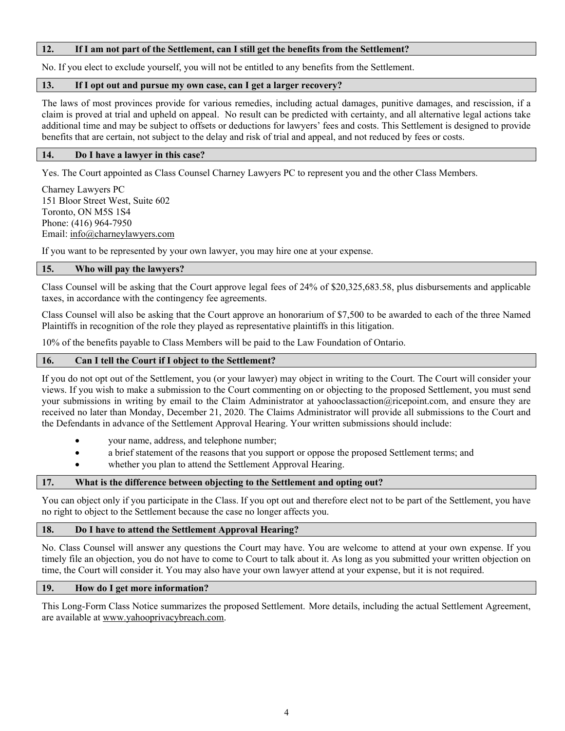### 12. If I am not part of the Settlement, can I still get the benefits from the Settlement?

No. If you elect to exclude yourself, you will not be entitled to any benefits from the Settlement.

### 13. If I opt out and pursue my own case, can I get a larger recovery?

The laws of most provinces provide for various remedies, including actual damages, punitive damages, and rescission, if a claim is proved at trial and upheld on appeal. No result can be predicted with certainty, and all alternative legal actions take additional time and may be subject to offsets or deductions for lawyers' fees and costs. This Settlement is designed to provide benefits that are certain, not subject to the delay and risk of trial and appeal, and not reduced by fees or costs.

### 14. Do I have a lawyer in this case?

Yes. The Court appointed as Class Counsel Charney Lawyers PC to represent you and the other Class Members.

Charney Lawyers PC
151 Bloor Street West, Suite 602
Toronto, ON M5S 1S4
Phone: (416) 964-7950
Email: info@charneylawyers.com

If you want to be represented by your own lawyer, you may hire one at your expense.

### 15. Who will pay the lawyers?

Class Counsel will be asking that the Court approve legal fees of 24% of $20,325,683.58, plus disbursements and applicable taxes, in accordance with the contingency fee agreements.

Class Counsel will also be asking that the Court approve an honorarium of $7,500 to be awarded to each of the three Named Plaintiffs in recognition of the role they played as representative plaintiffs in this litigation.

10% of the benefits payable to Class Members will be paid to the Law Foundation of Ontario.

### 16. Can I tell the Court if I object to the Settlement?

If you do not opt out of the Settlement, you (or your lawyer) may object in writing to the Court. The Court will consider your views. If you wish to make a submission to the Court commenting on or objecting to the proposed Settlement, you must send your submissions in writing by email to the Claim Administrator at yahooclassaction@ricepoint.com, and ensure they are received no later than Monday, December 21, 2020. The Claims Administrator will provide all submissions to the Court and the Defendants in advance of the Settlement Approval Hearing. Your written submissions should include:

- your name, address, and telephone number;
- a brief statement of the reasons that you support or oppose the proposed Settlement terms; and
- whether you plan to attend the Settlement Approval Hearing.

### 17. What is the difference between objecting to the Settlement and opting out?

You can object only if you participate in the Class. If you opt out and therefore elect not to be part of the Settlement, you have no right to object to the Settlement because the case no longer affects you.

### 18. Do I have to attend the Settlement Approval Hearing?

No. Class Counsel will answer any questions the Court may have. You are welcome to attend at your own expense. If you timely file an objection, you do not have to come to Court to talk about it. As long as you submitted your written objection on time, the Court will consider it. You may also have your own lawyer attend at your expense, but it is not required.

### 19. How do I get more information?

This Long-Form Class Notice summarizes the proposed Settlement. More details, including the actual Settlement Agreement, are available at www.yahooprivacybreach.com.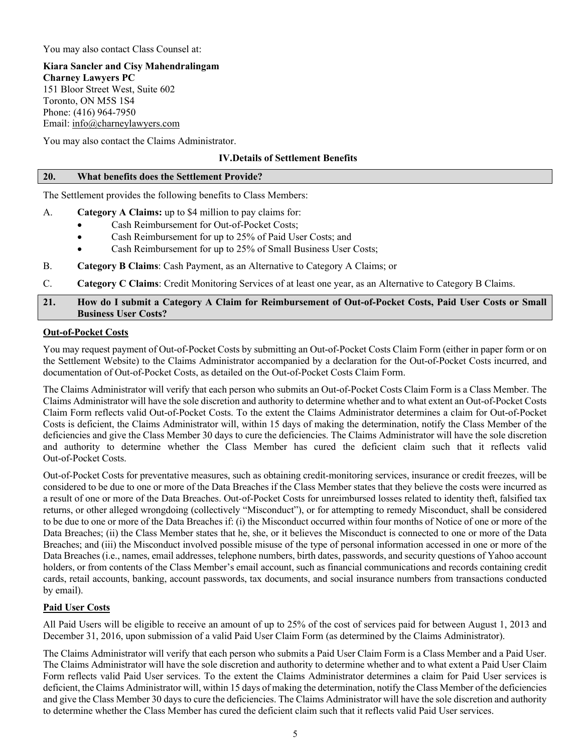You may also contact Class Counsel at:

**Kiara Sancler and Cisy Mahendralingam**
**Charney Lawyers PC**
151 Bloor Street West, Suite 602
Toronto, ON M5S 1S4
Phone: (416) 964-7950
Email: info@charneylawyers.com

You may also contact the Claims Administrator.

## IV. Details of Settlement Benefits

### 20. What benefits does the Settlement Provide?

The Settlement provides the following benefits to Class Members:

A. **Category A Claims:** up to $4 million to pay claims for:

- Cash Reimbursement for Out-of-Pocket Costs;
- Cash Reimbursement for up to 25% of Paid User Costs; and
- Cash Reimbursement for up to 25% of Small Business User Costs;

B. **Category B Claims**: Cash Payment, as an Alternative to Category A Claims; or

C. **Category C Claims**: Credit Monitoring Services of at least one year, as an Alternative to Category B Claims.

### 21. How do I submit a Category A Claim for Reimbursement of Out-of-Pocket Costs, Paid User Costs or Small Business User Costs?

**Out-of-Pocket Costs**

You may request payment of Out-of-Pocket Costs by submitting an Out-of-Pocket Costs Claim Form (either in paper form or on the Settlement Website) to the Claims Administrator accompanied by a declaration for the Out-of-Pocket Costs incurred, and documentation of Out-of-Pocket Costs, as detailed on the Out-of-Pocket Costs Claim Form.

The Claims Administrator will verify that each person who submits an Out-of-Pocket Costs Claim Form is a Class Member. The Claims Administrator will have the sole discretion and authority to determine whether and to what extent an Out-of-Pocket Costs Claim Form reflects valid Out-of-Pocket Costs. To the extent the Claims Administrator determines a claim for Out-of-Pocket Costs is deficient, the Claims Administrator will, within 15 days of making the determination, notify the Class Member of the deficiencies and give the Class Member 30 days to cure the deficiencies. The Claims Administrator will have the sole discretion and authority to determine whether the Class Member has cured the deficient claim such that it reflects valid Out-of-Pocket Costs.

Out-of-Pocket Costs for preventative measures, such as obtaining credit-monitoring services, insurance or credit freezes, will be considered to be due to one or more of the Data Breaches if the Class Member states that they believe the costs were incurred as a result of one or more of the Data Breaches. Out-of-Pocket Costs for unreimbursed losses related to identity theft, falsified tax returns, or other alleged wrongdoing (collectively "Misconduct"), or for attempting to remedy Misconduct, shall be considered to be due to one or more of the Data Breaches if: (i) the Misconduct occurred within four months of Notice of one or more of the Data Breaches; (ii) the Class Member states that he, she, or it believes the Misconduct is connected to one or more of the Data Breaches; and (iii) the Misconduct involved possible misuse of the type of personal information accessed in one or more of the Data Breaches (i.e., names, email addresses, telephone numbers, birth dates, passwords, and security questions of Yahoo account holders, or from contents of the Class Member's email account, such as financial communications and records containing credit cards, retail accounts, banking, account passwords, tax documents, and social insurance numbers from transactions conducted by email).

**Paid User Costs**

All Paid Users will be eligible to receive an amount of up to 25% of the cost of services paid for between August 1, 2013 and December 31, 2016, upon submission of a valid Paid User Claim Form (as determined by the Claims Administrator).

The Claims Administrator will verify that each person who submits a Paid User Claim Form is a Class Member and a Paid User. The Claims Administrator will have the sole discretion and authority to determine whether and to what extent a Paid User Claim Form reflects valid Paid User services. To the extent the Claims Administrator determines a claim for Paid User services is deficient, the Claims Administrator will, within 15 days of making the determination, notify the Class Member of the deficiencies and give the Class Member 30 days to cure the deficiencies. The Claims Administrator will have the sole discretion and authority to determine whether the Class Member has cured the deficient claim such that it reflects valid Paid User services.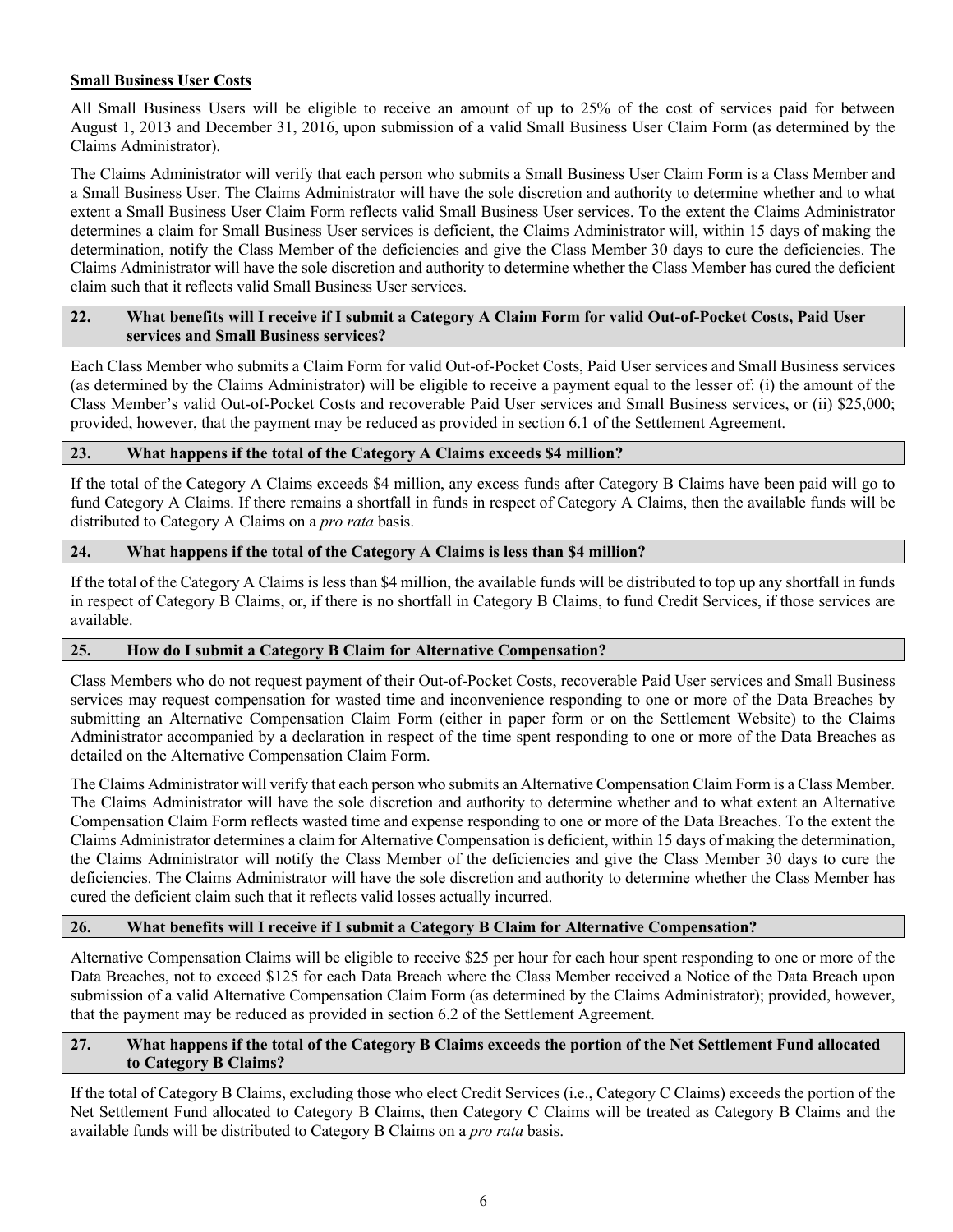**Small Business User Costs**

All Small Business Users will be eligible to receive an amount of up to 25% of the cost of services paid for between August 1, 2013 and December 31, 2016, upon submission of a valid Small Business User Claim Form (as determined by the Claims Administrator).

The Claims Administrator will verify that each person who submits a Small Business User Claim Form is a Class Member and a Small Business User. The Claims Administrator will have the sole discretion and authority to determine whether and to what extent a Small Business User Claim Form reflects valid Small Business User services. To the extent the Claims Administrator determines a claim for Small Business User services is deficient, the Claims Administrator will, within 15 days of making the determination, notify the Class Member of the deficiencies and give the Class Member 30 days to cure the deficiencies. The Claims Administrator will have the sole discretion and authority to determine whether the Class Member has cured the deficient claim such that it reflects valid Small Business User services.

## 22. What benefits will I receive if I submit a Category A Claim Form for valid Out-of-Pocket Costs, Paid User services and Small Business services?

Each Class Member who submits a Claim Form for valid Out-of-Pocket Costs, Paid User services and Small Business services (as determined by the Claims Administrator) will be eligible to receive a payment equal to the lesser of: (i) the amount of the Class Member's valid Out-of-Pocket Costs and recoverable Paid User services and Small Business services, or (ii) $25,000; provided, however, that the payment may be reduced as provided in section 6.1 of the Settlement Agreement.

## 23. What happens if the total of the Category A Claims exceeds $4 million?

If the total of the Category A Claims exceeds $4 million, any excess funds after Category B Claims have been paid will go to fund Category A Claims. If there remains a shortfall in funds in respect of Category A Claims, then the available funds will be distributed to Category A Claims on a *pro rata* basis.

## 24. What happens if the total of the Category A Claims is less than $4 million?

If the total of the Category A Claims is less than $4 million, the available funds will be distributed to top up any shortfall in funds in respect of Category B Claims, or, if there is no shortfall in Category B Claims, to fund Credit Services, if those services are available.

## 25. How do I submit a Category B Claim for Alternative Compensation?

Class Members who do not request payment of their Out-of-Pocket Costs, recoverable Paid User services and Small Business services may request compensation for wasted time and inconvenience responding to one or more of the Data Breaches by submitting an Alternative Compensation Claim Form (either in paper form or on the Settlement Website) to the Claims Administrator accompanied by a declaration in respect of the time spent responding to one or more of the Data Breaches as detailed on the Alternative Compensation Claim Form.

The Claims Administrator will verify that each person who submits an Alternative Compensation Claim Form is a Class Member. The Claims Administrator will have the sole discretion and authority to determine whether and to what extent an Alternative Compensation Claim Form reflects wasted time and expense responding to one or more of the Data Breaches. To the extent the Claims Administrator determines a claim for Alternative Compensation is deficient, within 15 days of making the determination, the Claims Administrator will notify the Class Member of the deficiencies and give the Class Member 30 days to cure the deficiencies. The Claims Administrator will have the sole discretion and authority to determine whether the Class Member has cured the deficient claim such that it reflects valid losses actually incurred.

## 26. What benefits will I receive if I submit a Category B Claim for Alternative Compensation?

Alternative Compensation Claims will be eligible to receive $25 per hour for each hour spent responding to one or more of the Data Breaches, not to exceed $125 for each Data Breach where the Class Member received a Notice of the Data Breach upon submission of a valid Alternative Compensation Claim Form (as determined by the Claims Administrator); provided, however, that the payment may be reduced as provided in section 6.2 of the Settlement Agreement.

## 27. What happens if the total of the Category B Claims exceeds the portion of the Net Settlement Fund allocated to Category B Claims?

If the total of Category B Claims, excluding those who elect Credit Services (i.e., Category C Claims) exceeds the portion of the Net Settlement Fund allocated to Category B Claims, then Category C Claims will be treated as Category B Claims and the available funds will be distributed to Category B Claims on a *pro rata* basis.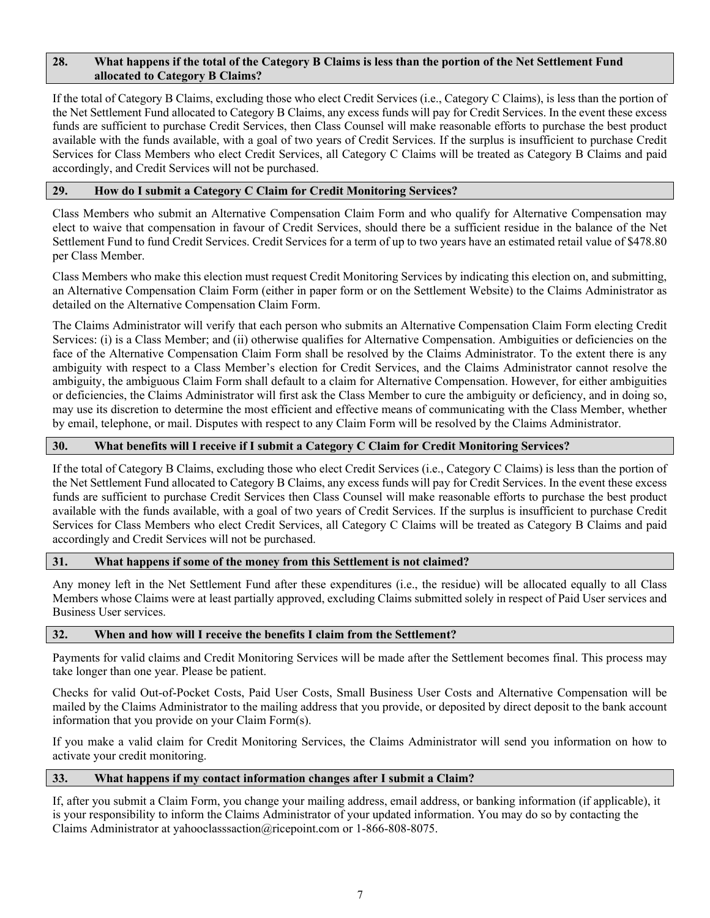### 28. What happens if the total of the Category B Claims is less than the portion of the Net Settlement Fund allocated to Category B Claims?

If the total of Category B Claims, excluding those who elect Credit Services (i.e., Category C Claims), is less than the portion of the Net Settlement Fund allocated to Category B Claims, any excess funds will pay for Credit Services. In the event these excess funds are sufficient to purchase Credit Services, then Class Counsel will make reasonable efforts to purchase the best product available with the funds available, with a goal of two years of Credit Services. If the surplus is insufficient to purchase Credit Services for Class Members who elect Credit Services, all Category C Claims will be treated as Category B Claims and paid accordingly, and Credit Services will not be purchased.

### 29. How do I submit a Category C Claim for Credit Monitoring Services?

Class Members who submit an Alternative Compensation Claim Form and who qualify for Alternative Compensation may elect to waive that compensation in favour of Credit Services, should there be a sufficient residue in the balance of the Net Settlement Fund to fund Credit Services. Credit Services for a term of up to two years have an estimated retail value of $478.80 per Class Member.

Class Members who make this election must request Credit Monitoring Services by indicating this election on, and submitting, an Alternative Compensation Claim Form (either in paper form or on the Settlement Website) to the Claims Administrator as detailed on the Alternative Compensation Claim Form.

The Claims Administrator will verify that each person who submits an Alternative Compensation Claim Form electing Credit Services: (i) is a Class Member; and (ii) otherwise qualifies for Alternative Compensation. Ambiguities or deficiencies on the face of the Alternative Compensation Claim Form shall be resolved by the Claims Administrator. To the extent there is any ambiguity with respect to a Class Member's election for Credit Services, and the Claims Administrator cannot resolve the ambiguity, the ambiguous Claim Form shall default to a claim for Alternative Compensation. However, for either ambiguities or deficiencies, the Claims Administrator will first ask the Class Member to cure the ambiguity or deficiency, and in doing so, may use its discretion to determine the most efficient and effective means of communicating with the Class Member, whether by email, telephone, or mail. Disputes with respect to any Claim Form will be resolved by the Claims Administrator.

### 30. What benefits will I receive if I submit a Category C Claim for Credit Monitoring Services?

If the total of Category B Claims, excluding those who elect Credit Services (i.e., Category C Claims) is less than the portion of the Net Settlement Fund allocated to Category B Claims, any excess funds will pay for Credit Services. In the event these excess funds are sufficient to purchase Credit Services then Class Counsel will make reasonable efforts to purchase the best product available with the funds available, with a goal of two years of Credit Services. If the surplus is insufficient to purchase Credit Services for Class Members who elect Credit Services, all Category C Claims will be treated as Category B Claims and paid accordingly and Credit Services will not be purchased.

### 31. What happens if some of the money from this Settlement is not claimed?

Any money left in the Net Settlement Fund after these expenditures (i.e., the residue) will be allocated equally to all Class Members whose Claims were at least partially approved, excluding Claims submitted solely in respect of Paid User services and Business User services.

### 32. When and how will I receive the benefits I claim from the Settlement?

Payments for valid claims and Credit Monitoring Services will be made after the Settlement becomes final. This process may take longer than one year. Please be patient.

Checks for valid Out-of-Pocket Costs, Paid User Costs, Small Business User Costs and Alternative Compensation will be mailed by the Claims Administrator to the mailing address that you provide, or deposited by direct deposit to the bank account information that you provide on your Claim Form(s).

If you make a valid claim for Credit Monitoring Services, the Claims Administrator will send you information on how to activate your credit monitoring.

### 33. What happens if my contact information changes after I submit a Claim?

If, after you submit a Claim Form, you change your mailing address, email address, or banking information (if applicable), it is your responsibility to inform the Claims Administrator of your updated information. You may do so by contacting the Claims Administrator at yahooclasssaction@ricepoint.com or 1-866-808-8075.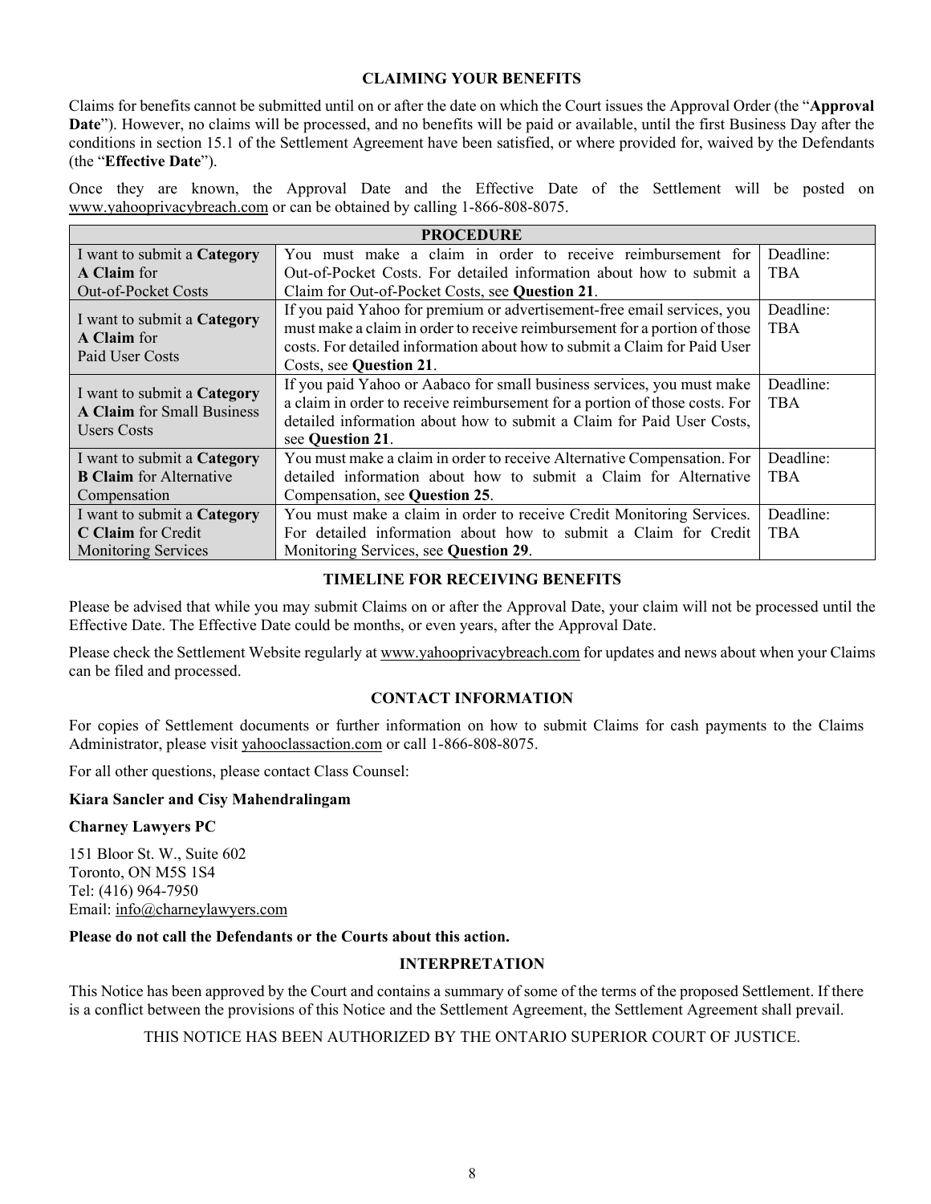## CLAIMING YOUR BENEFITS

Claims for benefits cannot be submitted until on or after the date on which the Court issues the Approval Order (the "**Approval Date**"). However, no claims will be processed, and no benefits will be paid or available, until the first Business Day after the conditions in section 15.1 of the Settlement Agreement have been satisfied, or where provided for, waived by the Defendants (the "**Effective Date**").

Once they are known, the Approval Date and the Effective Date of the Settlement will be posted on www.yahooprivacybreach.com or can be obtained by calling 1-866-808-8075.

| PROCEDURE | | |
|---|---|---|
| I want to submit a **Category A Claim** for Out-of-Pocket Costs | You must make a claim in order to receive reimbursement for Out-of-Pocket Costs. For detailed information about how to submit a Claim for Out-of-Pocket Costs, see **Question 21**. | Deadline: TBA |
| I want to submit a **Category A Claim** for Paid User Costs | If you paid Yahoo for premium or advertisement-free email services, you must make a claim in order to receive reimbursement for a portion of those costs. For detailed information about how to submit a Claim for Paid User Costs, see **Question 21**. | Deadline: TBA |
| I want to submit a **Category A Claim** for Small Business Users Costs | If you paid Yahoo or Aabaco for small business services, you must make a claim in order to receive reimbursement for a portion of those costs. For detailed information about how to submit a Claim for Paid User Costs, see **Question 21**. | Deadline: TBA |
| I want to submit a **Category B Claim** for Alternative Compensation | You must make a claim in order to receive Alternative Compensation. For detailed information about how to submit a Claim for Alternative Compensation, see **Question 25**. | Deadline: TBA |
| I want to submit a **Category C Claim** for Credit Monitoring Services | You must make a claim in order to receive Credit Monitoring Services. For detailed information about how to submit a Claim for Credit Monitoring Services, see **Question 29**. | Deadline: TBA |

## TIMELINE FOR RECEIVING BENEFITS

Please be advised that while you may submit Claims on or after the Approval Date, your claim will not be processed until the Effective Date. The Effective Date could be months, or even years, after the Approval Date.

Please check the Settlement Website regularly at www.yahooprivacybreach.com for updates and news about when your Claims can be filed and processed.

## CONTACT INFORMATION

For copies of Settlement documents or further information on how to submit Claims for cash payments to the Claims Administrator, please visit yahooclassaction.com or call 1-866-808-8075.

For all other questions, please contact Class Counsel:

**Kiara Sancler and Cisy Mahendralingam**

**Charney Lawyers PC**

151 Bloor St. W., Suite 602
Toronto, ON M5S 1S4
Tel: (416) 964-7950
Email: info@charneylawyers.com

**Please do not call the Defendants or the Courts about this action.**

## INTERPRETATION

This Notice has been approved by the Court and contains a summary of some of the terms of the proposed Settlement. If there is a conflict between the provisions of this Notice and the Settlement Agreement, the Settlement Agreement shall prevail.

THIS NOTICE HAS BEEN AUTHORIZED BY THE ONTARIO SUPERIOR COURT OF JUSTICE.